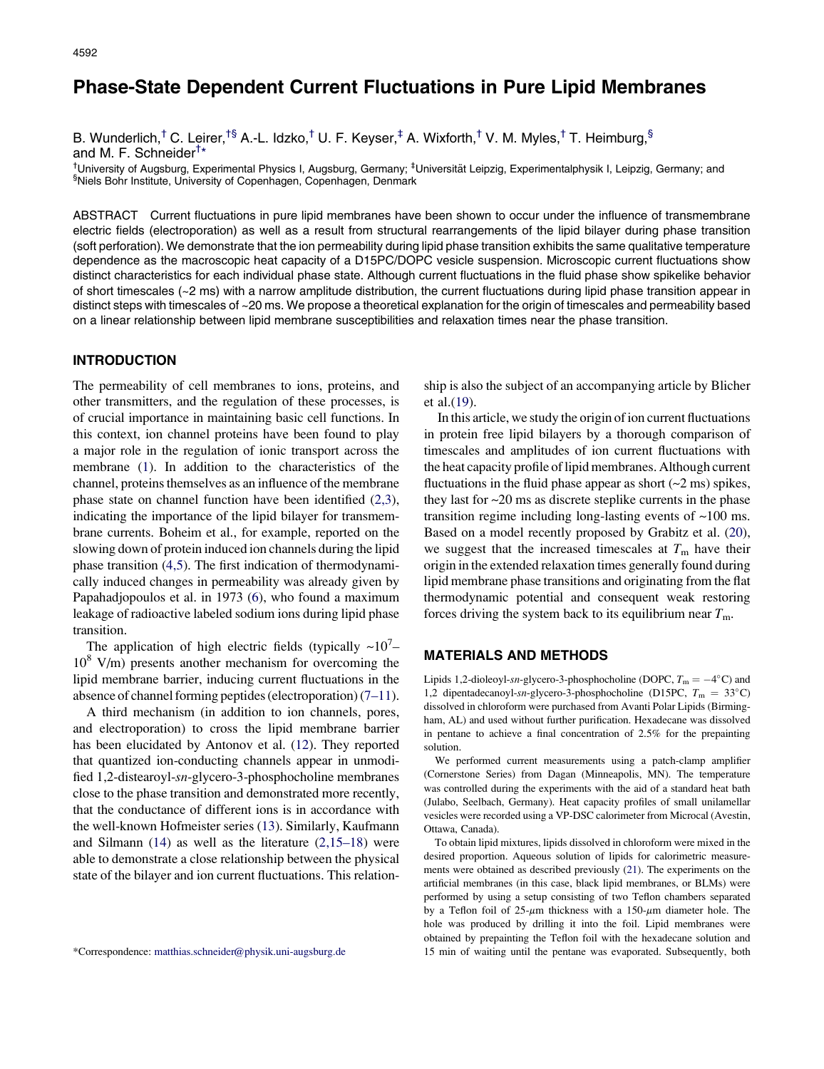# Phase-State Dependent Current Fluctuations in Pure Lipid Membranes

B. Wunderlich,[†] C. Leirer,[†§] A.-L. Idzko,[†] U. F. Keyser,[‡] A. Wixforth,[†] V. M. Myles,[†] T. Heimburg,[§] and M. F. Schneider[†*]

[†]University of Augsburg, Experimental Physics I, Augsburg, Germany; [‡]Universität Leipzig, Experimentalphysik I, Leipzig, Germany; and [§]Niels Bohr Institute, University of Copenhagen, Copenhagen, Denmark

ABSTRACT Current fluctuations in pure lipid membranes have been shown to occur under the influence of transmembrane electric fields (electroporation) as well as a result from structural rearrangements of the lipid bilayer during phase transition (soft perforation). We demonstrate that the ion permeability during lipid phase transition exhibits the same qualitative temperature dependence as the macroscopic heat capacity of a D15PC/DOPC vesicle suspension. Microscopic current fluctuations show distinct characteristics for each individual phase state. Although current fluctuations in the fluid phase show spikelike behavior of short timescales (~2 ms) with a narrow amplitude distribution, the current fluctuations during lipid phase transition appear in distinct steps with timescales of ~20 ms. We propose a theoretical explanation for the origin of timescales and permeability based on a linear relationship between lipid membrane susceptibilities and relaxation times near the phase transition.

## INTRODUCTION

The permeability of cell membranes to ions, proteins, and other transmitters, and the regulation of these processes, is of crucial importance in maintaining basic cell functions. In this context, ion channel proteins have been found to play a major role in the regulation of ionic transport across the membrane (1). In addition to the characteristics of the channel, proteins themselves as an influence of the membrane phase state on channel function have been identified (2,3), indicating the importance of the lipid bilayer for transmembrane currents. Boheim et al., for example, reported on the slowing down of protein induced ion channels during the lipid phase transition (4,5). The first indication of thermodynamically induced changes in permeability was already given by Papahadjopoulos et al. in 1973 (6), who found a maximum leakage of radioactive labeled sodium ions during lipid phase transition.

The application of high electric fields (typically ~$10^7$–$10^8$ V/m) presents another mechanism for overcoming the lipid membrane barrier, inducing current fluctuations in the absence of channel forming peptides (electroporation) (7–11).

A third mechanism (in addition to ion channels, pores, and electroporation) to cross the lipid membrane barrier has been elucidated by Antonov et al. (12). They reported that quantized ion-conducting channels appear in unmodified 1,2-distearoyl-*sn*-glycero-3-phosphocholine membranes close to the phase transition and demonstrated more recently, that the conductance of different ions is in accordance with the well-known Hofmeister series (13). Similarly, Kaufmann and Silmann (14) as well as the literature (2,15–18) were able to demonstrate a close relationship between the physical state of the bilayer and ion current fluctuations. This relationship is also the subject of an accompanying article by Blicher et al.(19).

In this article, we study the origin of ion current fluctuations in protein free lipid bilayers by a thorough comparison of timescales and amplitudes of ion current fluctuations with the heat capacity profile of lipid membranes. Although current fluctuations in the fluid phase appear as short (~2 ms) spikes, they last for ~20 ms as discrete steplike currents in the phase transition regime including long-lasting events of ~100 ms. Based on a model recently proposed by Grabitz et al. (20), we suggest that the increased timescales at $T_m$ have their origin in the extended relaxation times generally found during lipid membrane phase transitions and originating from the flat thermodynamic potential and consequent weak restoring forces driving the system back to its equilibrium near $T_m$.

## MATERIALS AND METHODS

Lipids 1,2-dioleoyl-*sn*-glycero-3-phosphocholine (DOPC, $T_m = -4°C$) and 1,2 dipentadecanoyl-*sn*-glycero-3-phosphocholine (D15PC, $T_m = 33°C$) dissolved in chloroform were purchased from Avanti Polar Lipids (Birmingham, AL) and used without further purification. Hexadecane was dissolved in pentane to achieve a final concentration of 2.5% for the prepainting solution.

We performed current measurements using a patch-clamp amplifier (Cornerstone Series) from Dagan (Minneapolis, MN). The temperature was controlled during the experiments with the aid of a standard heat bath (Julabo, Seelbach, Germany). Heat capacity profiles of small unilamellar vesicles were recorded using a VP-DSC calorimeter from Microcal (Avestin, Ottawa, Canada).

To obtain lipid mixtures, lipids dissolved in chloroform were mixed in the desired proportion. Aqueous solution of lipids for calorimetric measurements were obtained as described previously (21). The experiments on the artificial membranes (in this case, black lipid membranes, or BLMs) were performed by using a setup consisting of two Teflon chambers separated by a Teflon foil of 25-$\mu$m thickness with a 150-$\mu$m diameter hole. The hole was produced by drilling it into the foil. Lipid membranes were obtained by prepainting the Teflon foil with the hexadecane solution and 15 min of waiting until the pentane was evaporated. Subsequently, both

*Correspondence: matthias.schneider@physik.uni-augsburg.de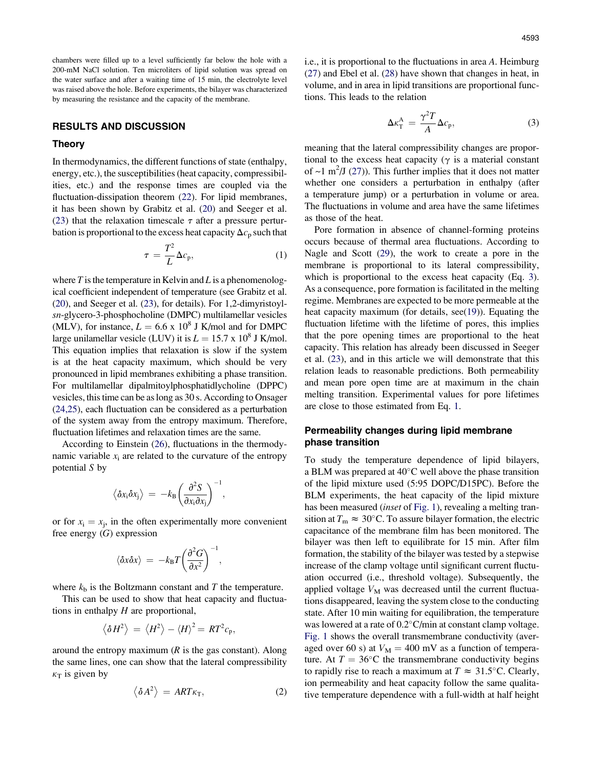chambers were filled up to a level sufficiently far below the hole with a 200-mM NaCl solution. Ten microliters of lipid solution was spread on the water surface and after a waiting time of 15 min, the electrolyte level was raised above the hole. Before experiments, the bilayer was characterized by measuring the resistance and the capacity of the membrane.

## RESULTS AND DISCUSSION

### Theory

In thermodynamics, the different functions of state (enthalpy, energy, etc.), the susceptibilities (heat capacity, compressibilities, etc.) and the response times are coupled via the fluctuation-dissipation theorem (22). For lipid membranes, it has been shown by Grabitz et al. (20) and Seeger et al. (23) that the relaxation timescale $\tau$ after a pressure perturbation is proportional to the excess heat capacity $\Delta c_p$ such that

$$\tau = \frac{T^2}{L}\Delta c_p, \tag{1}$$

where $T$ is the temperature in Kelvin and $L$ is a phenomenological coefficient independent of temperature (see Grabitz et al. (20), and Seeger et al. (23), for details). For 1,2-dimyristoyl-*sn*-glycero-3-phosphocholine (DMPC) multilamellar vesicles (MLV), for instance, $L = 6.6 \times 10^8$ J K/mol and for DMPC large unilamellar vesicle (LUV) it is $L = 15.7 \times 10^8$ J K/mol. This equation implies that relaxation is slow if the system is at the heat capacity maximum, which should be very pronounced in lipid membranes exhibiting a phase transition. For multilamellar dipalmitoylphosphatidylcholine (DPPC) vesicles, this time can be as long as 30 s. According to Onsager (24,25), each fluctuation can be considered as a perturbation of the system away from the entropy maximum. Therefore, fluctuation lifetimes and relaxation times are the same.

According to Einstein (26), fluctuations in the thermodynamic variable $x_i$ are related to the curvature of the entropy potential $S$ by

$$\langle \delta x_i \delta x_j \rangle = -k_B \left( \frac{\partial^2 S}{\partial x_i \partial x_j} \right)^{-1},$$

or for $x_i = x_j$, in the often experimentally more convenient free energy ($G$) expression

$$\langle \delta x \delta x \rangle = -k_B T \left( \frac{\partial^2 G}{\partial x^2} \right)^{-1},$$

where $k_b$ is the Boltzmann constant and $T$ the temperature.

This can be used to show that heat capacity and fluctuations in enthalpy $H$ are proportional,

$$\langle \delta H^2 \rangle = \langle H^2 \rangle - \langle H \rangle^2 = RT^2 c_p,$$

around the entropy maximum ($R$ is the gas constant). Along the same lines, one can show that the lateral compressibility $\kappa_T$ is given by

$$\langle \delta A^2 \rangle = ART\kappa_T, \tag{2}$$

i.e., it is proportional to the fluctuations in area $A$. Heimburg (27) and Ebel et al. (28) have shown that changes in heat, in volume, and in area in lipid transitions are proportional functions. This leads to the relation

$$\Delta \kappa_T^A = \frac{\gamma^2 T}{A} \Delta c_p, \tag{3}$$

meaning that the lateral compressibility changes are proportional to the excess heat capacity ($\gamma$ is a material constant of ~1 $m^2$/J (27)). This further implies that it does not matter whether one considers a perturbation in enthalpy (after a temperature jump) or a perturbation in volume or area. The fluctuations in volume and area have the same lifetimes as those of the heat.

Pore formation in absence of channel-forming proteins occurs because of thermal area fluctuations. According to Nagle and Scott (29), the work to create a pore in the membrane is proportional to its lateral compressibility, which is proportional to the excess heat capacity (Eq. 3). As a consequence, pore formation is facilitated in the melting regime. Membranes are expected to be more permeable at the heat capacity maximum (for details, see(19)). Equating the fluctuation lifetime with the lifetime of pores, this implies that the pore opening times are proportional to the heat capacity. This relation has already been discussed in Seeger et al. (23), and in this article we will demonstrate that this relation leads to reasonable predictions. Both permeability and mean pore open time are at maximum in the chain melting transition. Experimental values for pore lifetimes are close to those estimated from Eq. 1.

### Permeability changes during lipid membrane phase transition

To study the temperature dependence of lipid bilayers, a BLM was prepared at 40°C well above the phase transition of the lipid mixture used (5:95 DOPC/D15PC). Before the BLM experiments, the heat capacity of the lipid mixture has been measured (*inset* of Fig. 1), revealing a melting transition at $T_m \approx 30$°C. To assure bilayer formation, the electric capacitance of the membrane film has been monitored. The bilayer was then left to equilibrate for 15 min. After film formation, the stability of the bilayer was tested by a stepwise increase of the clamp voltage until significant current fluctuation occurred (i.e., threshold voltage). Subsequently, the applied voltage $V_M$ was decreased until the current fluctuations disappeared, leaving the system close to the conducting state. After 10 min waiting for equilibration, the temperature was lowered at a rate of 0.2°C/min at constant clamp voltage. Fig. 1 shows the overall transmembrane conductivity (averaged over 60 s) at $V_M = 400$ mV as a function of temperature. At $T = 36$°C the transmembrane conductivity begins to rapidly rise to reach a maximum at $T \approx 31.5$°C. Clearly, ion permeability and heat capacity follow the same qualitative temperature dependence with a full-width at half height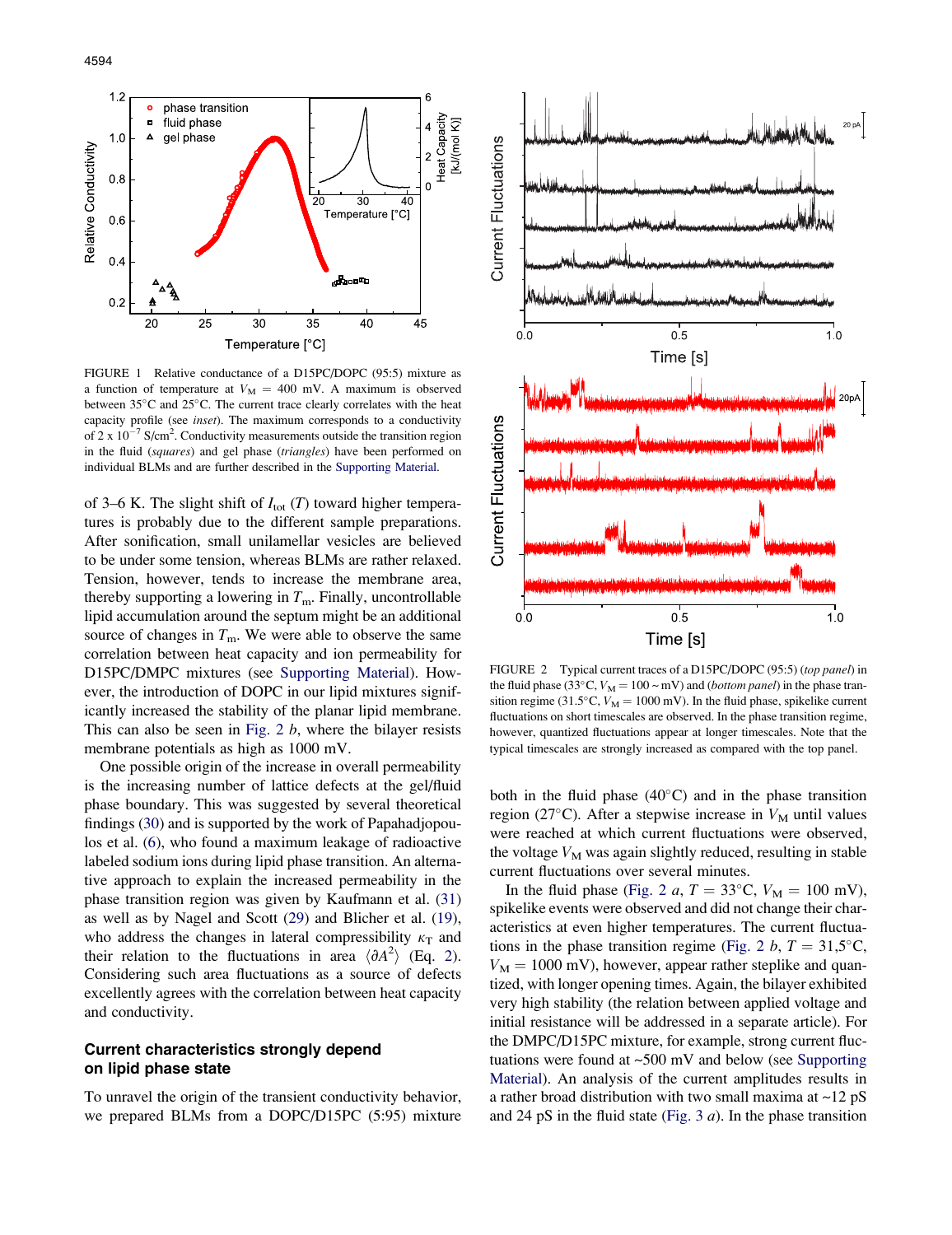FIGURE 1 Relative conductance of a D15PC/DOPC (95:5) mixture as a function of temperature at $V_M = 400$ mV. A maximum is observed between 35°C and 25°C. The current trace clearly correlates with the heat capacity profile (see *inset*). The maximum corresponds to a conductivity of $2 \times 10^{-7}$ S/cm$^2$. Conductivity measurements outside the transition region in the fluid (*squares*) and gel phase (*triangles*) have been performed on individual BLMs and are further described in the Supporting Material.

FIGURE 2 Typical current traces of a D15PC/DOPC (95:5) (*top panel*) in the fluid phase (33°C, $V_M = 100 \sim$ mV) and (*bottom panel*) in the phase transition regime (31.5°C, $V_M = 1000$ mV). In the fluid phase, spikelike current fluctuations on short timescales are observed. In the phase transition regime, however, quantized fluctuations appear at longer timescales. Note that the typical timescales are strongly increased as compared with the top panel.

of 3–6 K. The slight shift of $I_{tot}$ ($T$) toward higher temperatures is probably due to the different sample preparations. After sonification, small unilamellar vesicles are believed to be under some tension, whereas BLMs are rather relaxed. Tension, however, tends to increase the membrane area, thereby supporting a lowering in $T_m$. Finally, uncontrollable lipid accumulation around the septum might be an additional source of changes in $T_m$. We were able to observe the same correlation between heat capacity and ion permeability for D15PC/DMPC mixtures (see Supporting Material). However, the introduction of DOPC in our lipid mixtures significantly increased the stability of the planar lipid membrane. This can also be seen in Fig. 2 *b*, where the bilayer resists membrane potentials as high as 1000 mV.

One possible origin of the increase in overall permeability is the increasing number of lattice defects at the gel/fluid phase boundary. This was suggested by several theoretical findings (30) and is supported by the work of Papahadjopoulos et al. (6), who found a maximum leakage of radioactive labeled sodium ions during lipid phase transition. An alternative approach to explain the increased permeability in the phase transition region was given by Kaufmann et al. (31) as well as by Nagel and Scott (29) and Blicher et al. (19), who address the changes in lateral compressibility $\kappa_T$ and their relation to the fluctuations in area $\langle \partial A^2 \rangle$ (Eq. 2). Considering such area fluctuations as a source of defects excellently agrees with the correlation between heat capacity and conductivity.

## Current characteristics strongly depend on lipid phase state

To unravel the origin of the transient conductivity behavior, we prepared BLMs from a DOPC/D15PC (5:95) mixture both in the fluid phase (40°C) and in the phase transition region (27°C). After a stepwise increase in $V_M$ until values were reached at which current fluctuations were observed, the voltage $V_M$ was again slightly reduced, resulting in stable current fluctuations over several minutes.

In the fluid phase (Fig. 2 *a*, $T = 33$°C, $V_M = 100$ mV), spikelike events were observed and did not change their characteristics at even higher temperatures. The current fluctuations in the phase transition regime (Fig. 2 *b*, $T = 31{,}5$°C, $V_M = 1000$ mV), however, appear rather steplike and quantized, with longer opening times. Again, the bilayer exhibited very high stability (the relation between applied voltage and initial resistance will be addressed in a separate article). For the DMPC/D15PC mixture, for example, strong current fluctuations were found at ~500 mV and below (see Supporting Material). An analysis of the current amplitudes results in a rather broad distribution with two small maxima at ~12 pS and 24 pS in the fluid state (Fig. 3 *a*). In the phase transition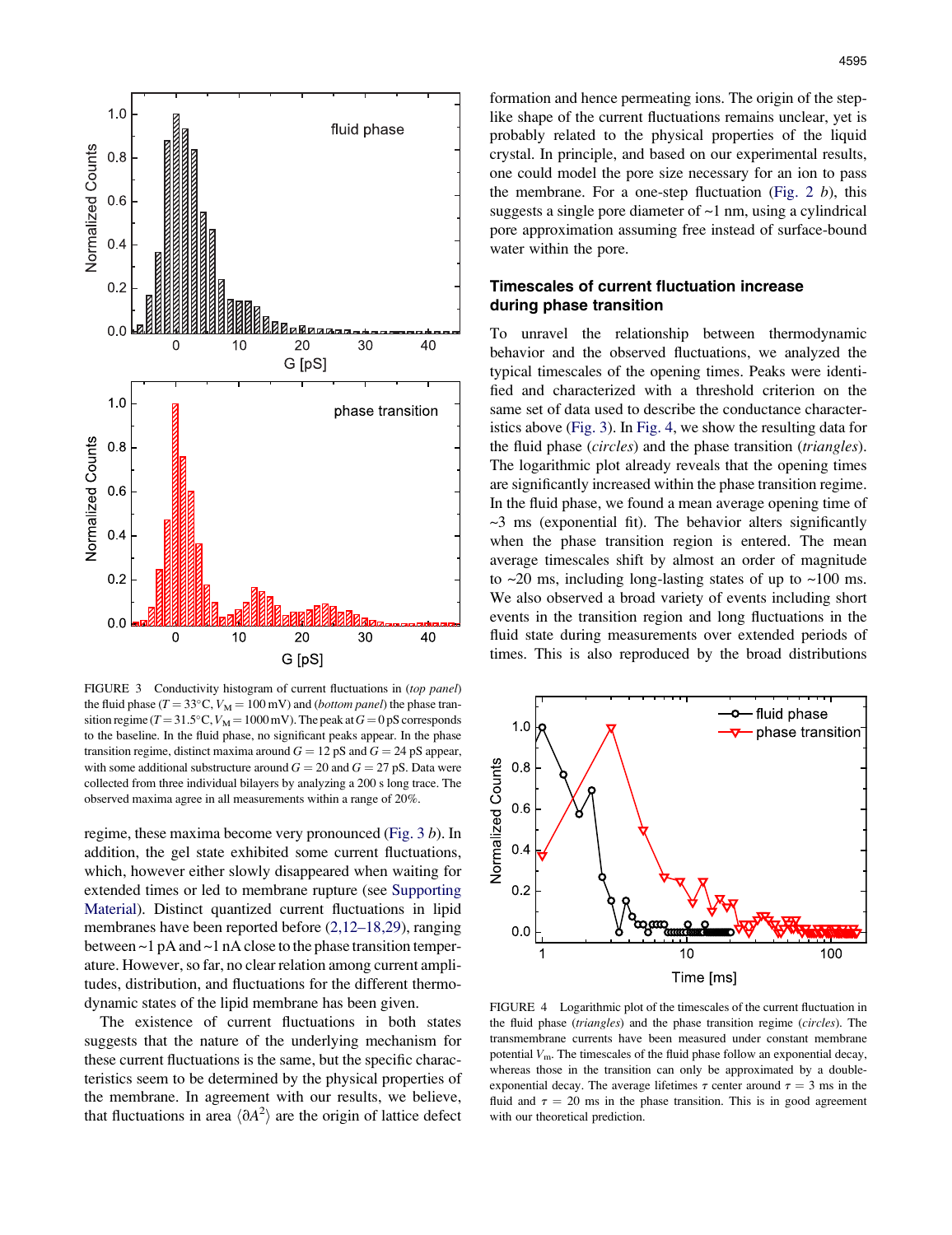FIGURE 3 Conductivity histogram of current fluctuations in (*top panel*) the fluid phase ($T = 33°C$, $V_M = 100$ mV) and (*bottom panel*) the phase transition regime ($T = 31.5°C$, $V_M = 1000$ mV). The peak at $G = 0$ pS corresponds to the baseline. In the fluid phase, no significant peaks appear. In the phase transition regime, distinct maxima around $G = 12$ pS and $G = 24$ pS appear, with some additional substructure around $G = 20$ and $G = 27$ pS. Data were collected from three individual bilayers by analyzing a 200 s long trace. The observed maxima agree in all measurements within a range of 20%.

regime, these maxima become very pronounced (Fig. 3 *b*). In addition, the gel state exhibited some current fluctuations, which, however either slowly disappeared when waiting for extended times or led to membrane rupture (see Supporting Material). Distinct quantized current fluctuations in lipid membranes have been reported before (2,12–18,29), ranging between ~1 pA and ~1 nA close to the phase transition temperature. However, so far, no clear relation among current amplitudes, distribution, and fluctuations for the different thermodynamic states of the lipid membrane has been given.

The existence of current fluctuations in both states suggests that the nature of the underlying mechanism for these current fluctuations is the same, but the specific characteristics seem to be determined by the physical properties of the membrane. In agreement with our results, we believe, that fluctuations in area $\langle \partial A^2 \rangle$ are the origin of lattice defect formation and hence permeating ions. The origin of the step-like shape of the current fluctuations remains unclear, yet is probably related to the physical properties of the liquid crystal. In principle, and based on our experimental results, one could model the pore size necessary for an ion to pass the membrane. For a one-step fluctuation (Fig. 2 *b*), this suggests a single pore diameter of ~1 nm, using a cylindrical pore approximation assuming free instead of surface-bound water within the pore.

## Timescales of current fluctuation increase during phase transition

To unravel the relationship between thermodynamic behavior and the observed fluctuations, we analyzed the typical timescales of the opening times. Peaks were identified and characterized with a threshold criterion on the same set of data used to describe the conductance characteristics above (Fig. 3). In Fig. 4, we show the resulting data for the fluid phase (*circles*) and the phase transition (*triangles*). The logarithmic plot already reveals that the opening times are significantly increased within the phase transition regime. In the fluid phase, we found a mean average opening time of ~3 ms (exponential fit). The behavior alters significantly when the phase transition region is entered. The mean average timescales shift by almost an order of magnitude to ~20 ms, including long-lasting states of up to ~100 ms. We also observed a broad variety of events including short events in the transition region and long fluctuations in the fluid state during measurements over extended periods of times. This is also reproduced by the broad distributions

FIGURE 4 Logarithmic plot of the timescales of the current fluctuation in the fluid phase (*triangles*) and the phase transition regime (*circles*). The transmembrane currents have been measured under constant membrane potential $V_m$. The timescales of the fluid phase follow an exponential decay, whereas those in the transition can only be approximated by a double-exponential decay. The average lifetimes $\tau$ center around $\tau = 3$ ms in the fluid and $\tau = 20$ ms in the phase transition. This is in good agreement with our theoretical prediction.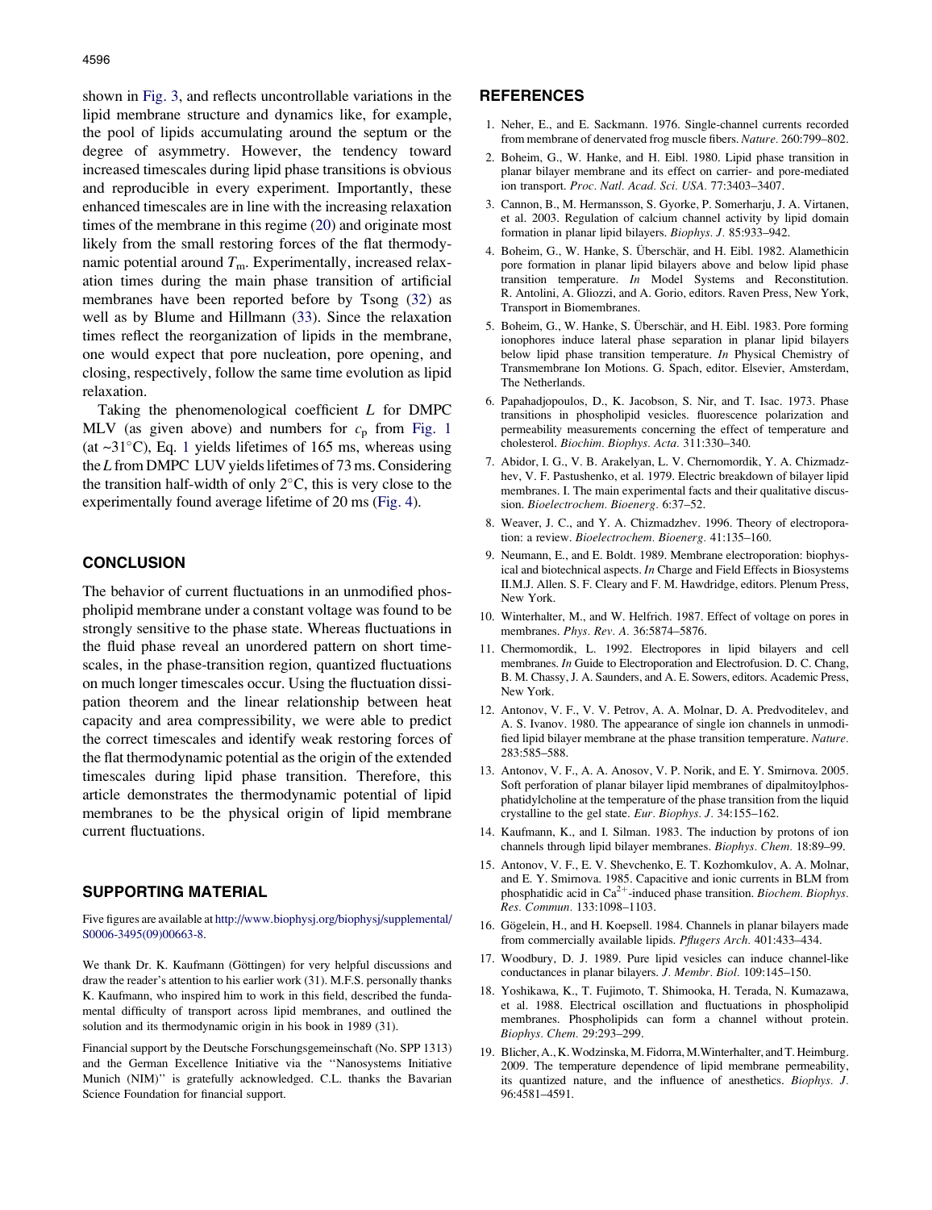shown in Fig. 3, and reflects uncontrollable variations in the lipid membrane structure and dynamics like, for example, the pool of lipids accumulating around the septum or the degree of asymmetry. However, the tendency toward increased timescales during lipid phase transitions is obvious and reproducible in every experiment. Importantly, these enhanced timescales are in line with the increasing relaxation times of the membrane in this regime (20) and originate most likely from the small restoring forces of the flat thermodynamic potential around $T_m$. Experimentally, increased relaxation times during the main phase transition of artificial membranes have been reported before by Tsong (32) as well as by Blume and Hillmann (33). Since the relaxation times reflect the reorganization of lipids in the membrane, one would expect that pore nucleation, pore opening, and closing, respectively, follow the same time evolution as lipid relaxation.

Taking the phenomenological coefficient $L$ for DMPC MLV (as given above) and numbers for $c_p$ from Fig. 1 (at ~31°C), Eq. 1 yields lifetimes of 165 ms, whereas using the $L$ from DMPC LUV yields lifetimes of 73 ms. Considering the transition half-width of only 2°C, this is very close to the experimentally found average lifetime of 20 ms (Fig. 4).

## CONCLUSION

The behavior of current fluctuations in an unmodified phospholipid membrane under a constant voltage was found to be strongly sensitive to the phase state. Whereas fluctuations in the fluid phase reveal an unordered pattern on short timescales, in the phase-transition region, quantized fluctuations on much longer timescales occur. Using the fluctuation dissipation theorem and the linear relationship between heat capacity and area compressibility, we were able to predict the correct timescales and identify weak restoring forces of the flat thermodynamic potential as the origin of the extended timescales during lipid phase transition. Therefore, this article demonstrates the thermodynamic potential of lipid membranes to be the physical origin of lipid membrane current fluctuations.

## SUPPORTING MATERIAL

Five figures are available at http://www.biophysj.org/biophysj/supplemental/S0006-3495(09)00663-8.

We thank Dr. K. Kaufmann (Göttingen) for very helpful discussions and draw the reader's attention to his earlier work (31). M.F.S. personally thanks K. Kaufmann, who inspired him to work in this field, described the fundamental difficulty of transport across lipid membranes, and outlined the solution and its thermodynamic origin in his book in 1989 (31).

Financial support by the Deutsche Forschungsgemeinschaft (No. SPP 1313) and the German Excellence Initiative via the "Nanosystems Initiative Munich (NIM)" is gratefully acknowledged. C.L. thanks the Bavarian Science Foundation for financial support.

## REFERENCES

1. Neher, E., and E. Sackmann. 1976. Single-channel currents recorded from membrane of denervated frog muscle fibers. *Nature*. 260:799–802.
2. Boheim, G., W. Hanke, and H. Eibl. 1980. Lipid phase transition in planar bilayer membrane and its effect on carrier- and pore-mediated ion transport. *Proc. Natl. Acad. Sci. USA*. 77:3403–3407.
3. Cannon, B., M. Hermansson, S. Gyorke, P. Somerharju, J. A. Virtanen, et al. 2003. Regulation of calcium channel activity by lipid domain formation in planar lipid bilayers. *Biophys. J*. 85:933–942.
4. Boheim, G., W. Hanke, S. Überschär, and H. Eibl. 1982. Alamethicin pore formation in planar lipid bilayers above and below lipid phase transition temperature. *In* Model Systems and Reconstitution. R. Antolini, A. Gliozzi, and A. Gorio, editors. Raven Press, New York, Transport in Biomembranes.
5. Boheim, G., W. Hanke, S. Überschär, and H. Eibl. 1983. Pore forming ionophores induce lateral phase separation in planar lipid bilayers below lipid phase transition temperature. *In* Physical Chemistry of Transmembrane Ion Motions. G. Spach, editor. Elsevier, Amsterdam, The Netherlands.
6. Papahadjopoulos, D., K. Jacobson, S. Nir, and T. Isac. 1973. Phase transitions in phospholipid vesicles. fluorescence polarization and permeability measurements concerning the effect of temperature and cholesterol. *Biochim. Biophys. Acta*. 311:330–340.
7. Abidor, I. G., V. B. Arakelyan, L. V. Chernomordik, Y. A. Chizmadzhev, V. F. Pastushenko, et al. 1979. Electric breakdown of bilayer lipid membranes. I. The main experimental facts and their qualitative discussion. *Bioelectrochem. Bioenerg*. 6:37–52.
8. Weaver, J. C., and Y. A. Chizmadzhev. 1996. Theory of electroporation: a review. *Bioelectrochem. Bioenerg*. 41:135–160.
9. Neumann, E., and E. Boldt. 1989. Membrane electroporation: biophysical and biotechnical aspects. *In* Charge and Field Effects in Biosystems II.M.J. Allen. S. F. Cleary and F. M. Hawdridge, editors. Plenum Press, New York.
10. Winterhalter, M., and W. Helfrich. 1987. Effect of voltage on pores in membranes. *Phys. Rev. A*. 36:5874–5876.
11. Chermomordik, L. 1992. Electropores in lipid bilayers and cell membranes. *In* Guide to Electroporation and Electrofusion. D. C. Chang, B. M. Chassy, J. A. Saunders, and A. E. Sowers, editors. Academic Press, New York.
12. Antonov, V. F., V. V. Petrov, A. A. Molnar, D. A. Predvoditelev, and A. S. Ivanov. 1980. The appearance of single ion channels in unmodified lipid bilayer membrane at the phase transition temperature. *Nature*. 283:585–588.
13. Antonov, V. F., A. A. Anosov, V. P. Norik, and E. Y. Smirnova. 2005. Soft perforation of planar bilayer lipid membranes of dipalmitoylphosphatidylcholine at the temperature of the phase transition from the liquid crystalline to the gel state. *Eur. Biophys. J*. 34:155–162.
14. Kaufmann, K., and I. Silman. 1983. The induction by protons of ion channels through lipid bilayer membranes. *Biophys. Chem*. 18:89–99.
15. Antonov, V. F., E. V. Shevchenko, E. T. Kozhomkulov, A. A. Molnar, and E. Y. Smirnova. 1985. Capacitive and ionic currents in BLM from phosphatidic acid in $Ca^{2+}$-induced phase transition. *Biochem. Biophys. Res. Commun*. 133:1098–1103.
16. Gögelein, H., and H. Koepsell. 1984. Channels in planar bilayers made from commercially available lipids. *Pflugers Arch*. 401:433–434.
17. Woodbury, D. J. 1989. Pure lipid vesicles can induce channel-like conductances in planar bilayers. *J. Membr. Biol*. 109:145–150.
18. Yoshikawa, K., T. Fujimoto, T. Shimooka, H. Terada, N. Kumazawa, et al. 1988. Electrical oscillation and fluctuations in phospholipid membranes. Phospholipids can form a channel without protein. *Biophys. Chem*. 29:293–299.
19. Blicher, A., K. Wodzinska, M. Fidorra, M. Winterhalter, and T. Heimburg. 2009. The temperature dependence of lipid membrane permeability, its quantized nature, and the influence of anesthetics. *Biophys. J*. 96:4581–4591.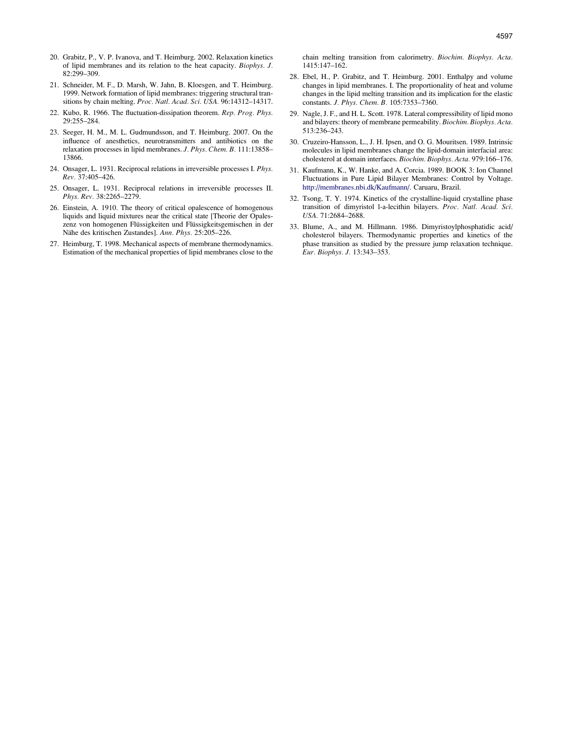20. Grabitz, P., V. P. Ivanova, and T. Heimburg. 2002. Relaxation kinetics of lipid membranes and its relation to the heat capacity. *Biophys. J.* 82:299–309.
21. Schneider, M. F., D. Marsh, W. Jahn, B. Kloesgen, and T. Heimburg. 1999. Network formation of lipid membranes: triggering structural transitions by chain melting. *Proc. Natl. Acad. Sci. USA.* 96:14312–14317.
22. Kubo, R. 1966. The fluctuation-dissipation theorem. *Rep. Prog. Phys.* 29:255–284.
23. Seeger, H. M., M. L. Gudmundsson, and T. Heimburg. 2007. On the influence of anesthetics, neurotransmitters and antibiotics on the relaxation processes in lipid membranes. *J. Phys. Chem. B.* 111:13858–13866.
24. Onsager, L. 1931. Reciprocal relations in irreversible processes I. *Phys. Rev.* 37:405–426.
25. Onsager, L. 1931. Reciprocal relations in irreversible processes II. *Phys. Rev.* 38:2265–2279.
26. Einstein, A. 1910. The theory of critical opalescence of homogenous liquids and liquid mixtures near the critical state [Theorie der Opaleszenz von homogenen Flüssigkeiten und Flüssigkeitsgemischen in der Nähe des kritischen Zustandes]. *Ann. Phys.* 25:205–226.
27. Heimburg, T. 1998. Mechanical aspects of membrane thermodynamics. Estimation of the mechanical properties of lipid membranes close to the chain melting transition from calorimetry. *Biochim. Biophys. Acta.* 1415:147–162.
28. Ebel, H., P. Grabitz, and T. Heimburg. 2001. Enthalpy and volume changes in lipid membranes. I. The proportionality of heat and volume changes in the lipid melting transition and its implication for the elastic constants. *J. Phys. Chem. B.* 105:7353–7360.
29. Nagle, J. F., and H. L. Scott. 1978. Lateral compressibility of lipid mono and bilayers: theory of membrane permeability. *Biochim. Biophys. Acta.* 513:236–243.
30. Cruzeiro-Hansson, L., J. H. Ipsen, and O. G. Mouritsen. 1989. Intrinsic molecules in lipid membranes change the lipid-domain interfacial area: cholesterol at domain interfaces. *Biochim. Biophys. Acta.* 979:166–176.
31. Kaufmann, K., W. Hanke, and A. Corcia. 1989. BOOK 3: Ion Channel Fluctuations in Pure Lipid Bilayer Membranes: Control by Voltage. http://membranes.nbi.dk/Kaufmann/. Caruaru, Brazil.
32. Tsong, T. Y. 1974. Kinetics of the crystalline-liquid crystalline phase transition of dimyristol l-a-lecithin bilayers. *Proc. Natl. Acad. Sci. USA.* 71:2684–2688.
33. Blume, A., and M. Hillmann. 1986. Dimyristoylphosphatidic acid/cholesterol bilayers. Thermodynamic properties and kinetics of the phase transition as studied by the pressure jump relaxation technique. *Eur. Biophys. J.* 13:343–353.